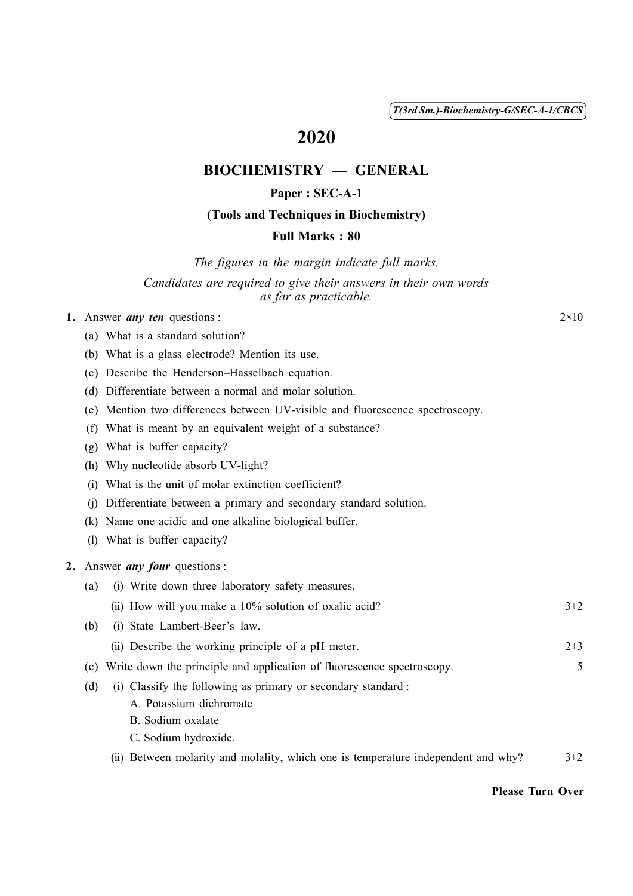# 2020

## BIOCHEMISTRY — GENERAL

### Paper : SEC-A-1

### (Tools and Techniques in Biochemistry)

### Full Marks : 80

*The figures in the margin indicate full marks.*

*Candidates are required to give their answers in their own words as far as practicable.*

**1.** Answer ***any ten*** questions : 2×10

(a) What is a standard solution?

(b) What is a glass electrode? Mention its use.

(c) Describe the Henderson–Hasselbach equation.

(d) Differentiate between a normal and molar solution.

(e) Mention two differences between UV-visible and fluorescence spectroscopy.

(f) What is meant by an equivalent weight of a substance?

(g) What is buffer capacity?

(h) Why nucleotide absorb UV-light?

(i) What is the unit of molar extinction coefficient?

(j) Differentiate between a primary and secondary standard solution.

(k) Name one acidic and one alkaline biological buffer.

(l) What is buffer capacity?

**2.** Answer ***any four*** questions :

(a) (i) Write down three laboratory safety measures.

(ii) How will you make a 10% solution of oxalic acid? 3+2

(b) (i) State Lambert-Beer's law.

(ii) Describe the working principle of a pH meter. 2+3

(c) Write down the principle and application of fluorescence spectroscopy. 5

(d) (i) Classify the following as primary or secondary standard :

A. Potassium dichromate

B. Sodium oxalate

C. Sodium hydroxide.

(ii) Between molarity and molality, which one is temperature independent and why? 3+2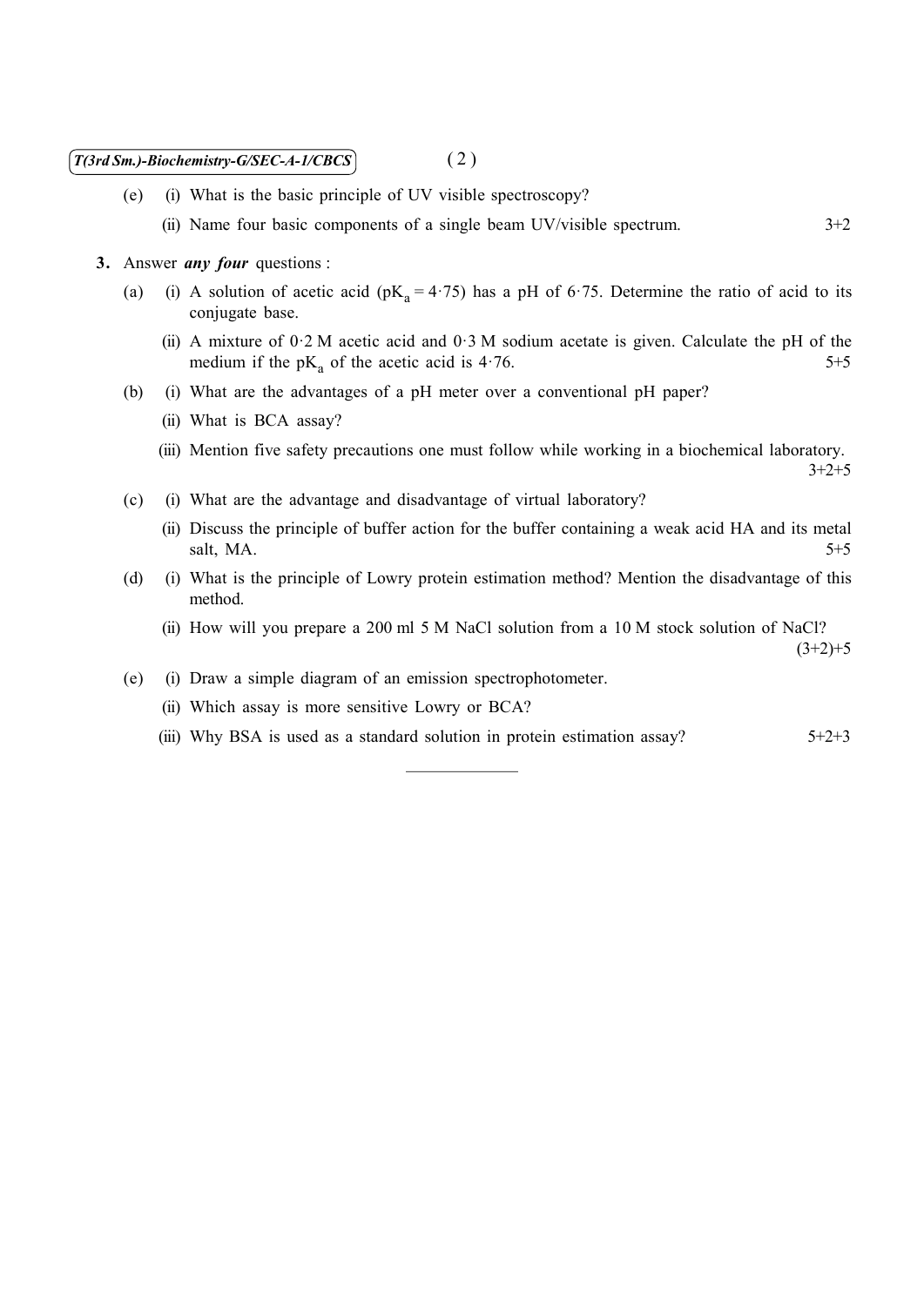(e) (i) What is the basic principle of UV visible spectroscopy?

(ii) Name four basic components of a single beam UV/visible spectrum. 3+2

**3.** Answer ***any four*** questions :

(a) (i) A solution of acetic acid ($pK_a = 4{\cdot}75$) has a pH of 6·75. Determine the ratio of acid to its conjugate base.

(ii) A mixture of 0·2 M acetic acid and 0·3 M sodium acetate is given. Calculate the pH of the medium if the $pK_a$ of the acetic acid is 4·76. 5+5

(b) (i) What are the advantages of a pH meter over a conventional pH paper?

(ii) What is BCA assay?

(iii) Mention five safety precautions one must follow while working in a biochemical laboratory. 3+2+5

(c) (i) What are the advantage and disadvantage of virtual laboratory?

(ii) Discuss the principle of buffer action for the buffer containing a weak acid HA and its metal salt, MA. 5+5

(d) (i) What is the principle of Lowry protein estimation method? Mention the disadvantage of this method.

(ii) How will you prepare a 200 ml 5 M NaCl solution from a 10 M stock solution of NaCl? (3+2)+5

(e) (i) Draw a simple diagram of an emission spectrophotometer.

(ii) Which assay is more sensitive Lowry or BCA?

(iii) Why BSA is used as a standard solution in protein estimation assay? 5+2+3